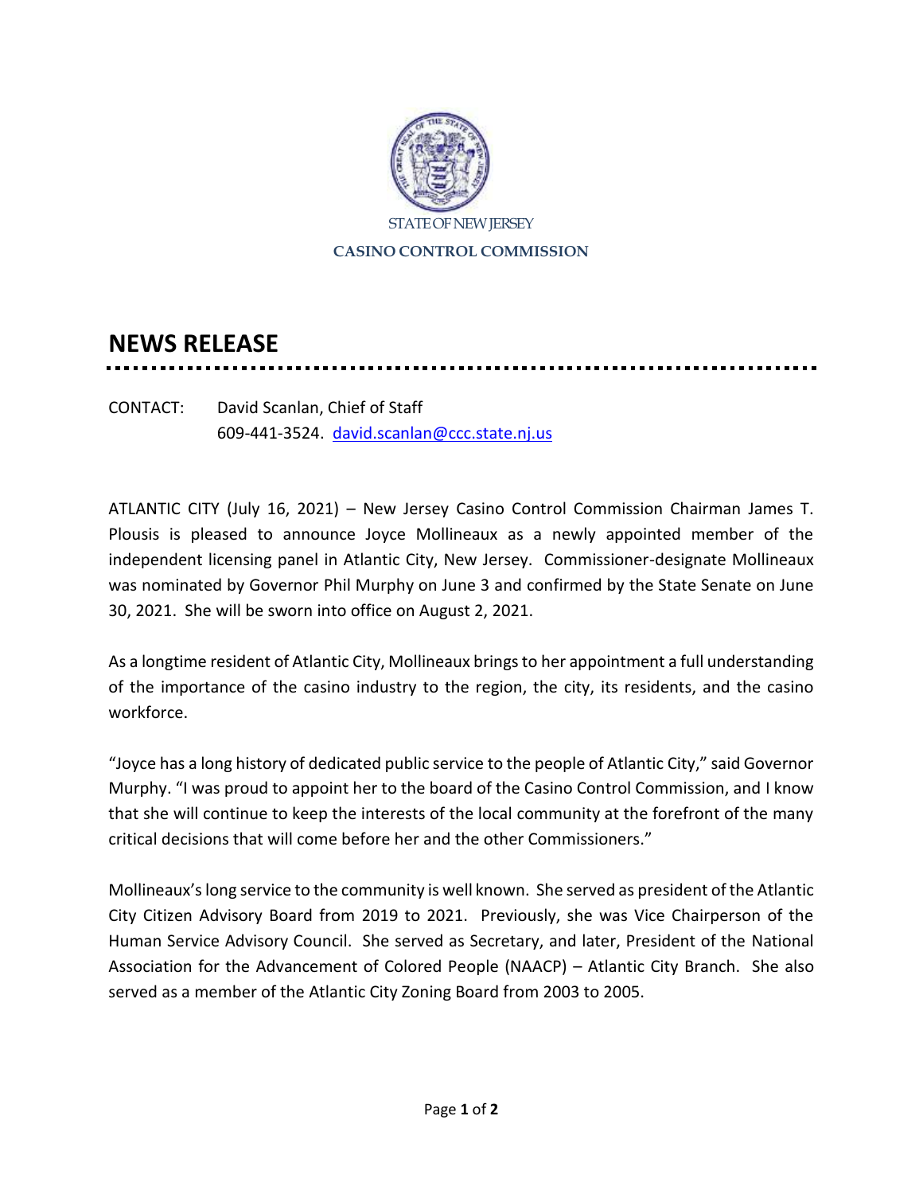STATE OF NEW JERSEY

**CASINO CONTROL COMMISSION**

# NEWS RELEASE

CONTACT: David Scanlan, Chief of Staff
609-441-3524. [david.scanlan@ccc.state.nj.us](mailto:david.scanlan@ccc.state.nj.us)

ATLANTIC CITY (July 16, 2021) – New Jersey Casino Control Commission Chairman James T. Plousis is pleased to announce Joyce Mollineaux as a newly appointed member of the independent licensing panel in Atlantic City, New Jersey. Commissioner-designate Mollineaux was nominated by Governor Phil Murphy on June 3 and confirmed by the State Senate on June 30, 2021. She will be sworn into office on August 2, 2021.

As a longtime resident of Atlantic City, Mollineaux brings to her appointment a full understanding of the importance of the casino industry to the region, the city, its residents, and the casino workforce.

"Joyce has a long history of dedicated public service to the people of Atlantic City," said Governor Murphy. "I was proud to appoint her to the board of the Casino Control Commission, and I know that she will continue to keep the interests of the local community at the forefront of the many critical decisions that will come before her and the other Commissioners."

Mollineaux's long service to the community is well known. She served as president of the Atlantic City Citizen Advisory Board from 2019 to 2021. Previously, she was Vice Chairperson of the Human Service Advisory Council. She served as Secretary, and later, President of the National Association for the Advancement of Colored People (NAACP) – Atlantic City Branch. She also served as a member of the Atlantic City Zoning Board from 2003 to 2005.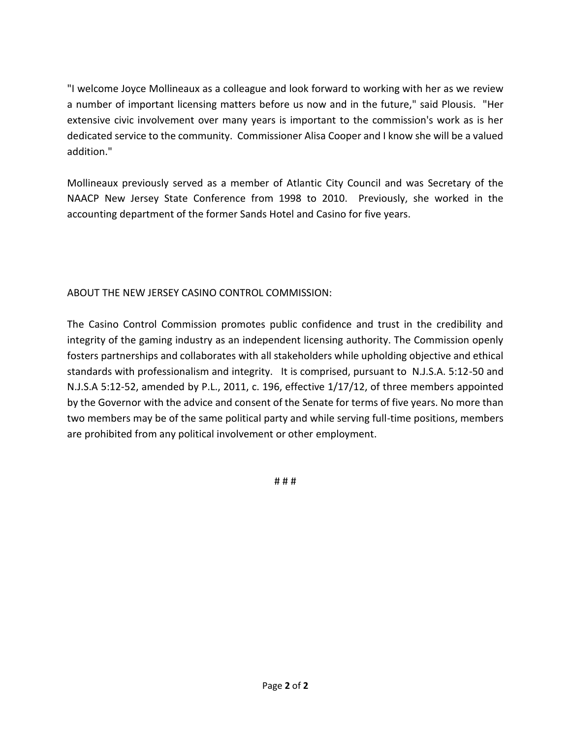"I welcome Joyce Mollineaux as a colleague and look forward to working with her as we review a number of important licensing matters before us now and in the future," said Plousis. "Her extensive civic involvement over many years is important to the commission's work as is her dedicated service to the community. Commissioner Alisa Cooper and I know she will be a valued addition."

Mollineaux previously served as a member of Atlantic City Council and was Secretary of the NAACP New Jersey State Conference from 1998 to 2010. Previously, she worked in the accounting department of the former Sands Hotel and Casino for five years.

ABOUT THE NEW JERSEY CASINO CONTROL COMMISSION:

The Casino Control Commission promotes public confidence and trust in the credibility and integrity of the gaming industry as an independent licensing authority. The Commission openly fosters partnerships and collaborates with all stakeholders while upholding objective and ethical standards with professionalism and integrity. It is comprised, pursuant to N.J.S.A. 5:12-50 and N.J.S.A 5:12-52, amended by P.L., 2011, c. 196, effective 1/17/12, of three members appointed by the Governor with the advice and consent of the Senate for terms of five years. No more than two members may be of the same political party and while serving full-time positions, members are prohibited from any political involvement or other employment.

# # #